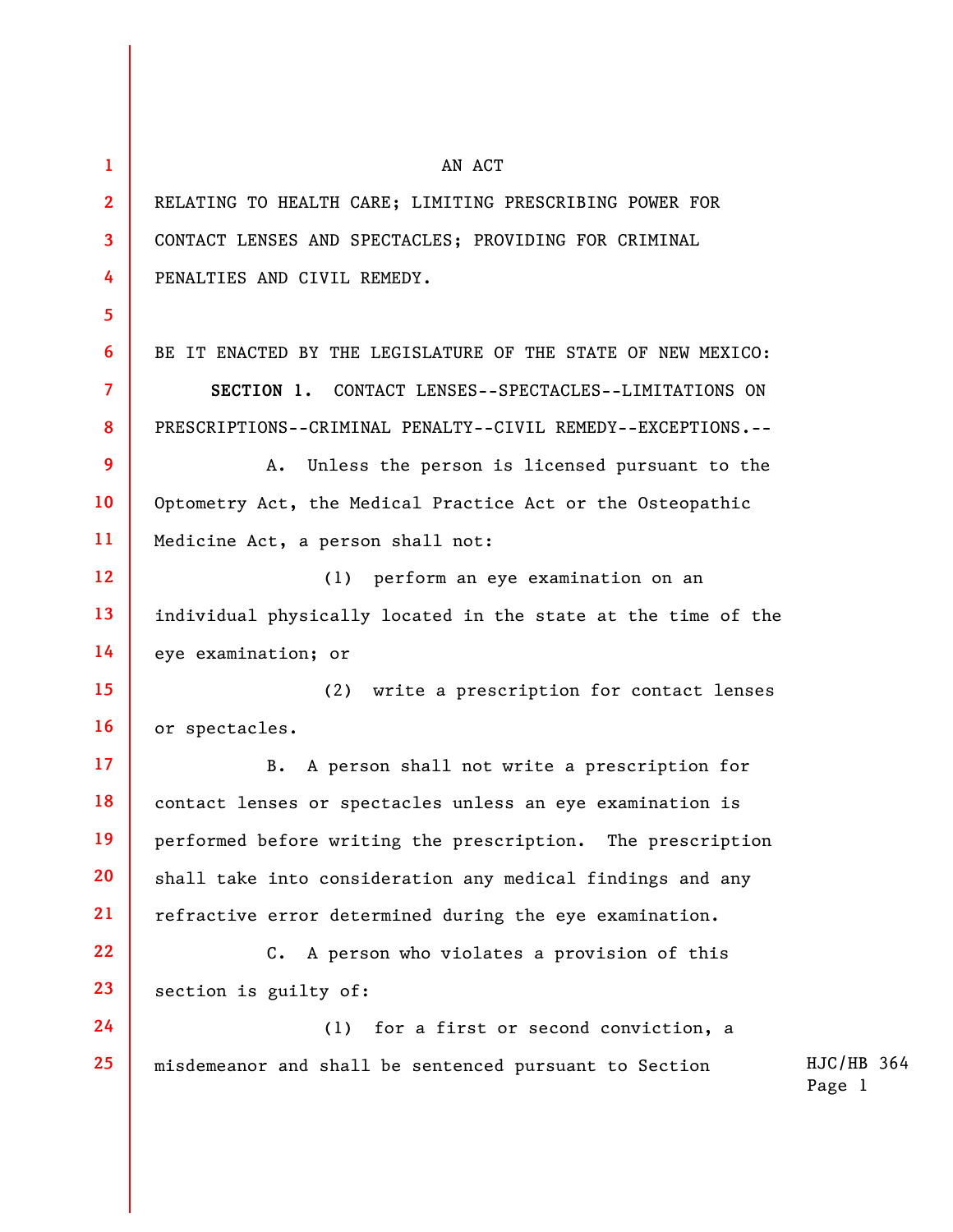AN ACT

RELATING TO HEALTH CARE; LIMITING PRESCRIBING POWER FOR CONTACT LENSES AND SPECTACLES; PROVIDING FOR CRIMINAL PENALTIES AND CIVIL REMEDY.

BE IT ENACTED BY THE LEGISLATURE OF THE STATE OF NEW MEXICO:

**SECTION 1.** CONTACT LENSES--SPECTACLES--LIMITATIONS ON PRESCRIPTIONS--CRIMINAL PENALTY--CIVIL REMEDY--EXCEPTIONS.--

A. Unless the person is licensed pursuant to the Optometry Act, the Medical Practice Act or the Osteopathic Medicine Act, a person shall not:

(1) perform an eye examination on an individual physically located in the state at the time of the eye examination; or

(2) write a prescription for contact lenses or spectacles.

B. A person shall not write a prescription for contact lenses or spectacles unless an eye examination is performed before writing the prescription. The prescription shall take into consideration any medical findings and any refractive error determined during the eye examination.

C. A person who violates a provision of this section is guilty of:

(1) for a first or second conviction, a misdemeanor and shall be sentenced pursuant to Section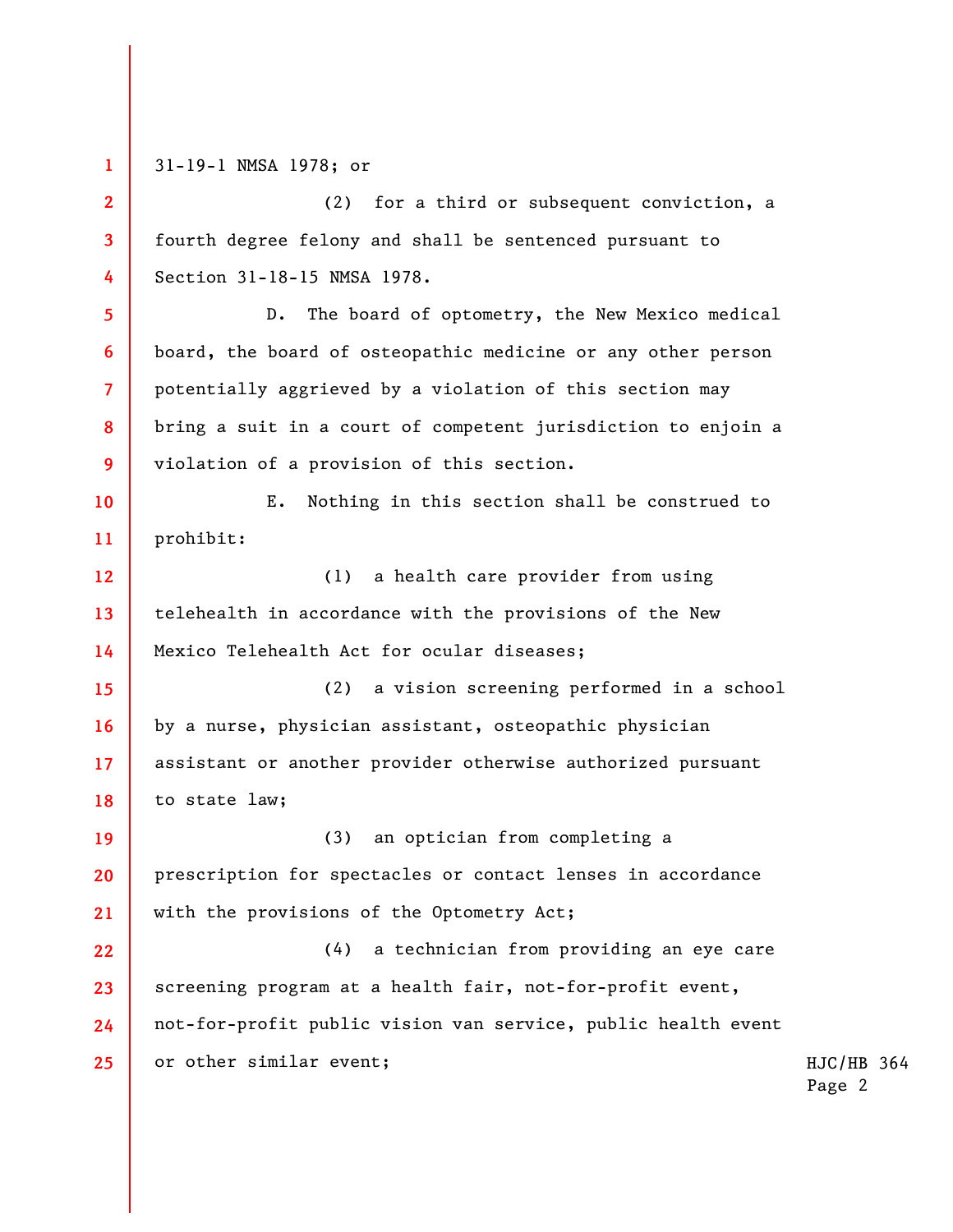31-19-1 NMSA 1978; or

(2) for a third or subsequent conviction, a fourth degree felony and shall be sentenced pursuant to Section 31-18-15 NMSA 1978.

D. The board of optometry, the New Mexico medical board, the board of osteopathic medicine or any other person potentially aggrieved by a violation of this section may bring a suit in a court of competent jurisdiction to enjoin a violation of a provision of this section.

E. Nothing in this section shall be construed to prohibit:

(1) a health care provider from using telehealth in accordance with the provisions of the New Mexico Telehealth Act for ocular diseases;

(2) a vision screening performed in a school by a nurse, physician assistant, osteopathic physician assistant or another provider otherwise authorized pursuant to state law;

(3) an optician from completing a prescription for spectacles or contact lenses in accordance with the provisions of the Optometry Act;

(4) a technician from providing an eye care screening program at a health fair, not-for-profit event, not-for-profit public vision van service, public health event or other similar event;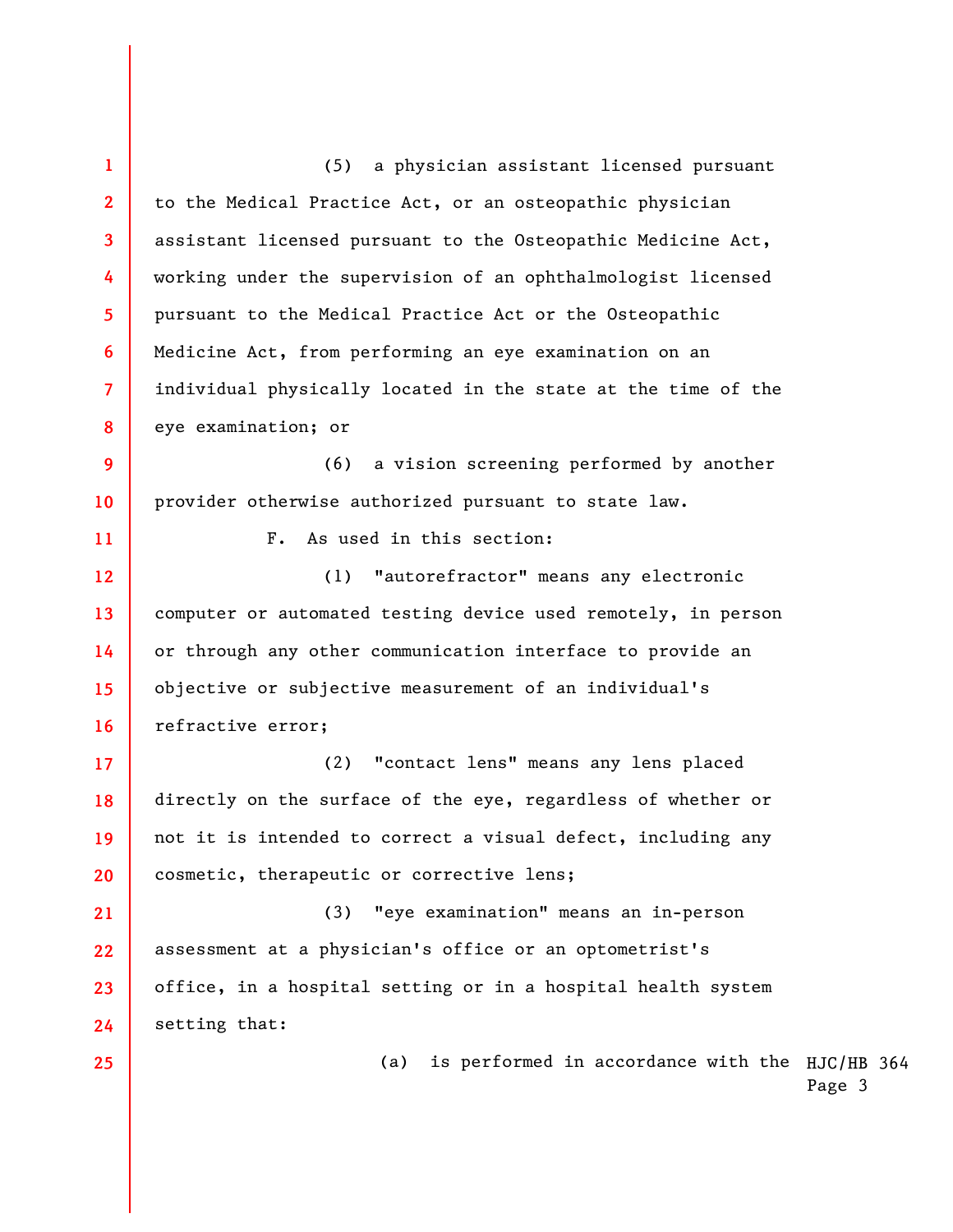(5) a physician assistant licensed pursuant to the Medical Practice Act, or an osteopathic physician assistant licensed pursuant to the Osteopathic Medicine Act, working under the supervision of an ophthalmologist licensed pursuant to the Medical Practice Act or the Osteopathic Medicine Act, from performing an eye examination on an individual physically located in the state at the time of the eye examination; or

(6) a vision screening performed by another provider otherwise authorized pursuant to state law.

F. As used in this section:

(1) "autorefractor" means any electronic computer or automated testing device used remotely, in person or through any other communication interface to provide an objective or subjective measurement of an individual's refractive error;

(2) "contact lens" means any lens placed directly on the surface of the eye, regardless of whether or not it is intended to correct a visual defect, including any cosmetic, therapeutic or corrective lens;

(3) "eye examination" means an in-person assessment at a physician's office or an optometrist's office, in a hospital setting or in a hospital health system setting that:

(a) is performed in accordance with the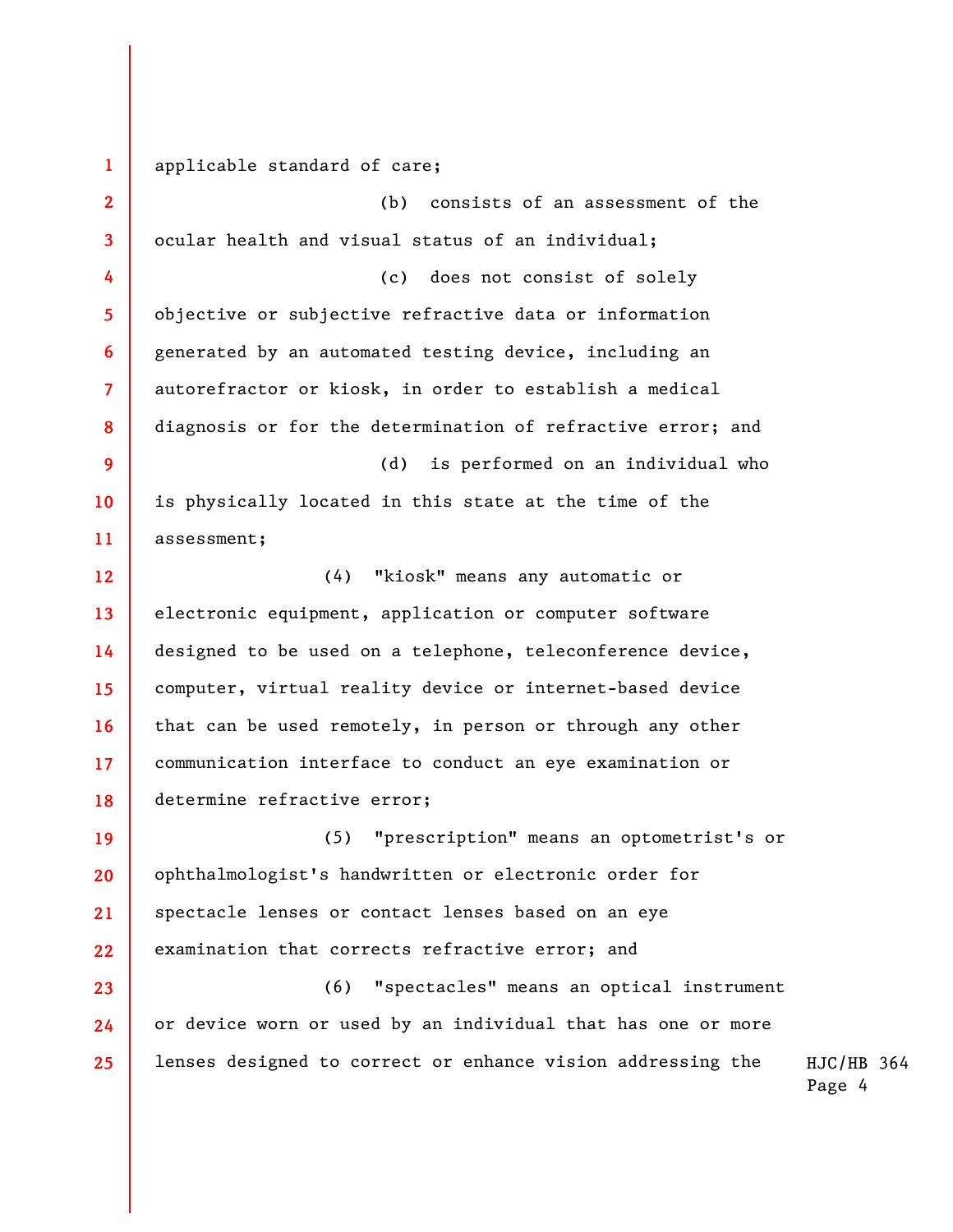applicable standard of care;

(b) consists of an assessment of the ocular health and visual status of an individual;

(c) does not consist of solely objective or subjective refractive data or information generated by an automated testing device, including an autorefractor or kiosk, in order to establish a medical diagnosis or for the determination of refractive error; and

(d) is performed on an individual who is physically located in this state at the time of the assessment;

(4) "kiosk" means any automatic or electronic equipment, application or computer software designed to be used on a telephone, teleconference device, computer, virtual reality device or internet-based device that can be used remotely, in person or through any other communication interface to conduct an eye examination or determine refractive error;

(5) "prescription" means an optometrist's or ophthalmologist's handwritten or electronic order for spectacle lenses or contact lenses based on an eye examination that corrects refractive error; and

(6) "spectacles" means an optical instrument or device worn or used by an individual that has one or more lenses designed to correct or enhance vision addressing the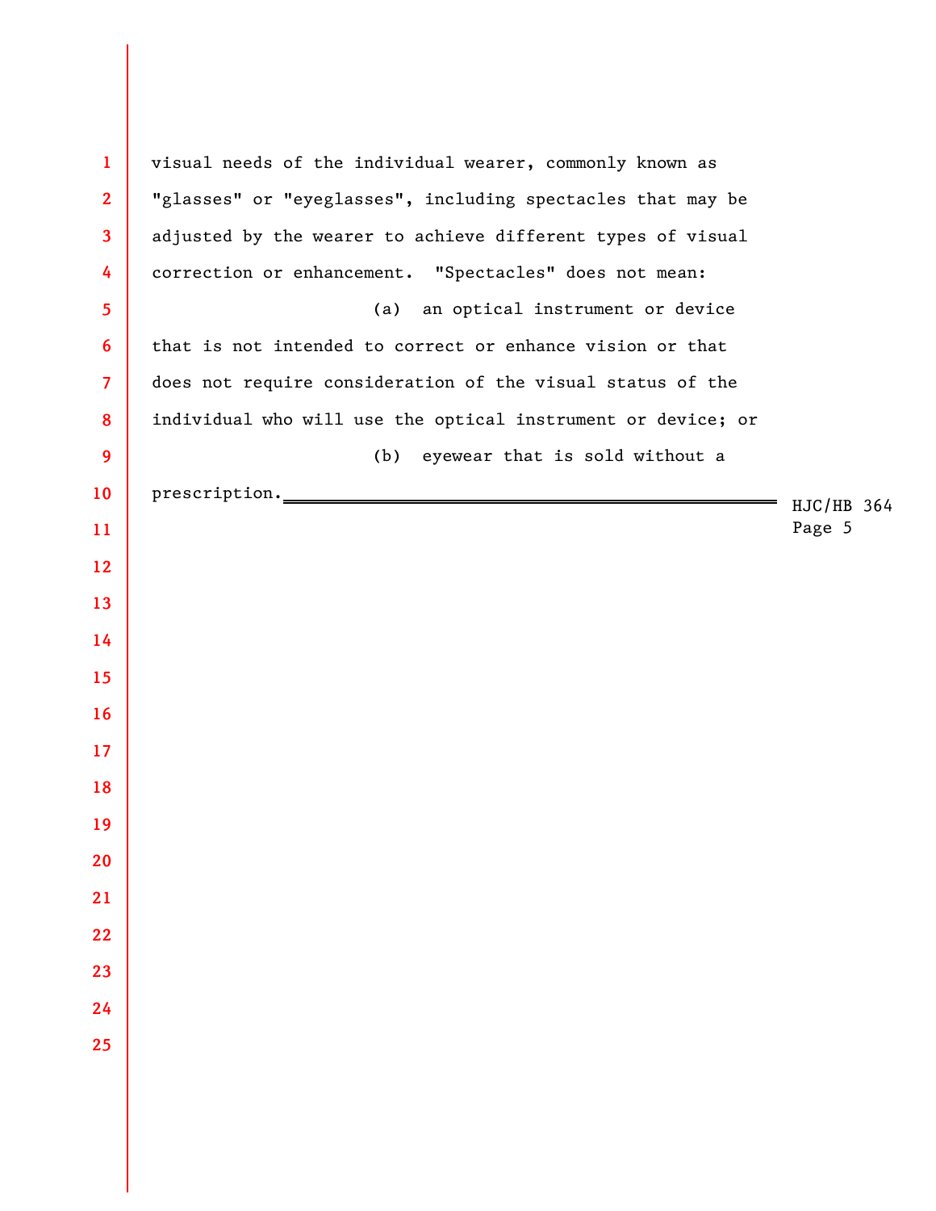visual needs of the individual wearer, commonly known as "glasses" or "eyeglasses", including spectacles that may be adjusted by the wearer to achieve different types of visual correction or enhancement. "Spectacles" does not mean:

(a) an optical instrument or device that is not intended to correct or enhance vision or that does not require consideration of the visual status of the individual who will use the optical instrument or device; or

(b) eyewear that is sold without a prescription.